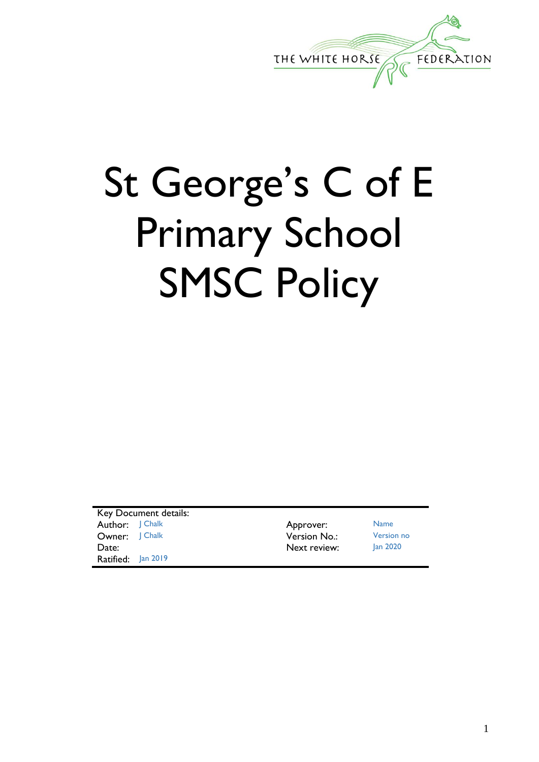THE WHITE HORSE FEDERATION

# St George's C of E Primary School SMSC Policy

| Key Document details: | | | |
|---|---|---|---|
| Author: | J Chalk | Approver: | Name |
| Owner: | J Chalk | Version No.: | Version no |
| Date: | | Next review: | Jan 2020 |
| Ratified: | Jan 2019 | | |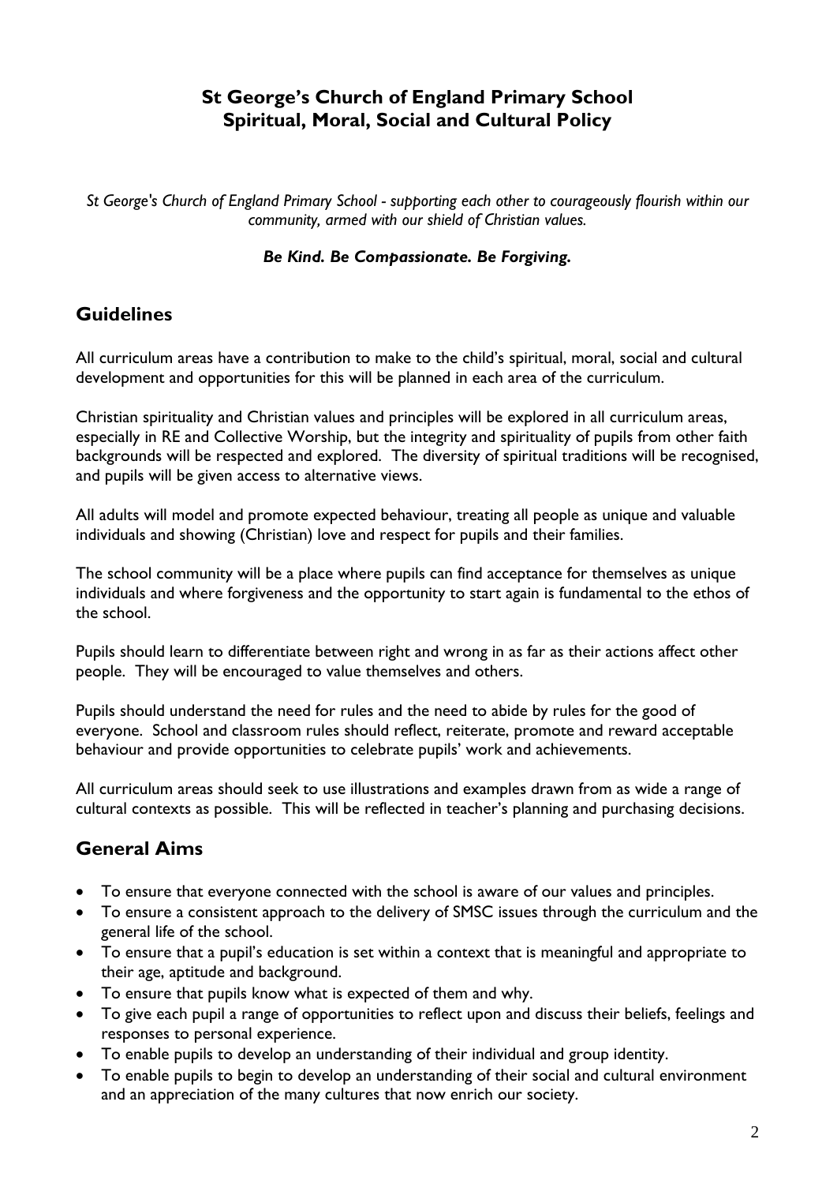# St George's Church of England Primary School
# Spiritual, Moral, Social and Cultural Policy

*St George's Church of England Primary School - supporting each other to courageously flourish within our community, armed with our shield of Christian values.*

***Be Kind. Be Compassionate. Be Forgiving.***

## Guidelines

All curriculum areas have a contribution to make to the child's spiritual, moral, social and cultural development and opportunities for this will be planned in each area of the curriculum.

Christian spirituality and Christian values and principles will be explored in all curriculum areas, especially in RE and Collective Worship, but the integrity and spirituality of pupils from other faith backgrounds will be respected and explored. The diversity of spiritual traditions will be recognised, and pupils will be given access to alternative views.

All adults will model and promote expected behaviour, treating all people as unique and valuable individuals and showing (Christian) love and respect for pupils and their families.

The school community will be a place where pupils can find acceptance for themselves as unique individuals and where forgiveness and the opportunity to start again is fundamental to the ethos of the school.

Pupils should learn to differentiate between right and wrong in as far as their actions affect other people. They will be encouraged to value themselves and others.

Pupils should understand the need for rules and the need to abide by rules for the good of everyone. School and classroom rules should reflect, reiterate, promote and reward acceptable behaviour and provide opportunities to celebrate pupils' work and achievements.

All curriculum areas should seek to use illustrations and examples drawn from as wide a range of cultural contexts as possible. This will be reflected in teacher's planning and purchasing decisions.

## General Aims

- To ensure that everyone connected with the school is aware of our values and principles.
- To ensure a consistent approach to the delivery of SMSC issues through the curriculum and the general life of the school.
- To ensure that a pupil's education is set within a context that is meaningful and appropriate to their age, aptitude and background.
- To ensure that pupils know what is expected of them and why.
- To give each pupil a range of opportunities to reflect upon and discuss their beliefs, feelings and responses to personal experience.
- To enable pupils to develop an understanding of their individual and group identity.
- To enable pupils to begin to develop an understanding of their social and cultural environment and an appreciation of the many cultures that now enrich our society.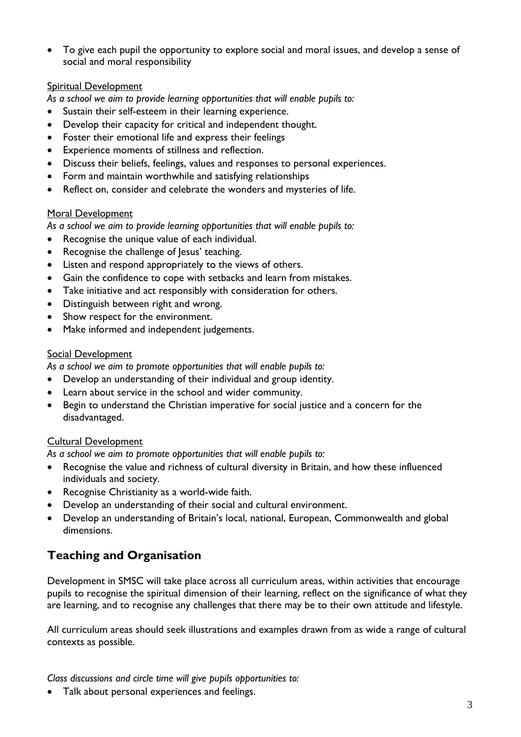- To give each pupil the opportunity to explore social and moral issues, and develop a sense of social and moral responsibility

Spiritual Development

*As a school we aim to provide learning opportunities that will enable pupils to:*

- Sustain their self-esteem in their learning experience.
- Develop their capacity for critical and independent thought.
- Foster their emotional life and express their feelings
- Experience moments of stillness and reflection.
- Discuss their beliefs, feelings, values and responses to personal experiences.
- Form and maintain worthwhile and satisfying relationships
- Reflect on, consider and celebrate the wonders and mysteries of life.

Moral Development

*As a school we aim to provide learning opportunities that will enable pupils to:*

- Recognise the unique value of each individual.
- Recognise the challenge of Jesus' teaching.
- Listen and respond appropriately to the views of others.
- Gain the confidence to cope with setbacks and learn from mistakes.
- Take initiative and act responsibly with consideration for others.
- Distinguish between right and wrong.
- Show respect for the environment.
- Make informed and independent judgements.

Social Development

*As a school we aim to promote opportunities that will enable pupils to:*

- Develop an understanding of their individual and group identity.
- Learn about service in the school and wider community.
- Begin to understand the Christian imperative for social justice and a concern for the disadvantaged.

Cultural Development

*As a school we aim to promote opportunities that will enable pupils to:*

- Recognise the value and richness of cultural diversity in Britain, and how these influenced individuals and society.
- Recognise Christianity as a world-wide faith.
- Develop an understanding of their social and cultural environment.
- Develop an understanding of Britain's local, national, European, Commonwealth and global dimensions.

## Teaching and Organisation

Development in SMSC will take place across all curriculum areas, within activities that encourage pupils to recognise the spiritual dimension of their learning, reflect on the significance of what they are learning, and to recognise any challenges that there may be to their own attitude and lifestyle.

All curriculum areas should seek illustrations and examples drawn from as wide a range of cultural contexts as possible.

*Class discussions and circle time will give pupils opportunities to:*

- Talk about personal experiences and feelings.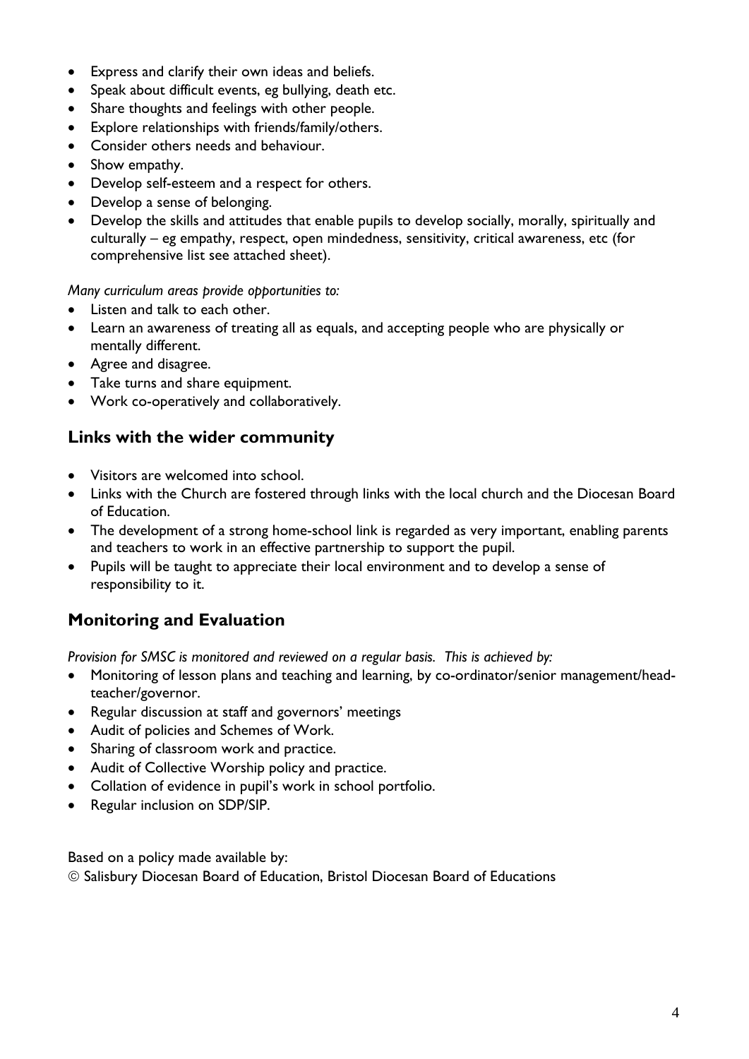- Express and clarify their own ideas and beliefs.
- Speak about difficult events, eg bullying, death etc.
- Share thoughts and feelings with other people.
- Explore relationships with friends/family/others.
- Consider others needs and behaviour.
- Show empathy.
- Develop self-esteem and a respect for others.
- Develop a sense of belonging.
- Develop the skills and attitudes that enable pupils to develop socially, morally, spiritually and culturally – eg empathy, respect, open mindedness, sensitivity, critical awareness, etc (for comprehensive list see attached sheet).

*Many curriculum areas provide opportunities to:*

- Listen and talk to each other.
- Learn an awareness of treating all as equals, and accepting people who are physically or mentally different.
- Agree and disagree.
- Take turns and share equipment.
- Work co-operatively and collaboratively.

## Links with the wider community

- Visitors are welcomed into school.
- Links with the Church are fostered through links with the local church and the Diocesan Board of Education.
- The development of a strong home-school link is regarded as very important, enabling parents and teachers to work in an effective partnership to support the pupil.
- Pupils will be taught to appreciate their local environment and to develop a sense of responsibility to it.

## Monitoring and Evaluation

*Provision for SMSC is monitored and reviewed on a regular basis. This is achieved by:*

- Monitoring of lesson plans and teaching and learning, by co-ordinator/senior management/head-teacher/governor.
- Regular discussion at staff and governors' meetings
- Audit of policies and Schemes of Work.
- Sharing of classroom work and practice.
- Audit of Collective Worship policy and practice.
- Collation of evidence in pupil's work in school portfolio.
- Regular inclusion on SDP/SIP.

Based on a policy made available by:
© Salisbury Diocesan Board of Education, Bristol Diocesan Board of Educations